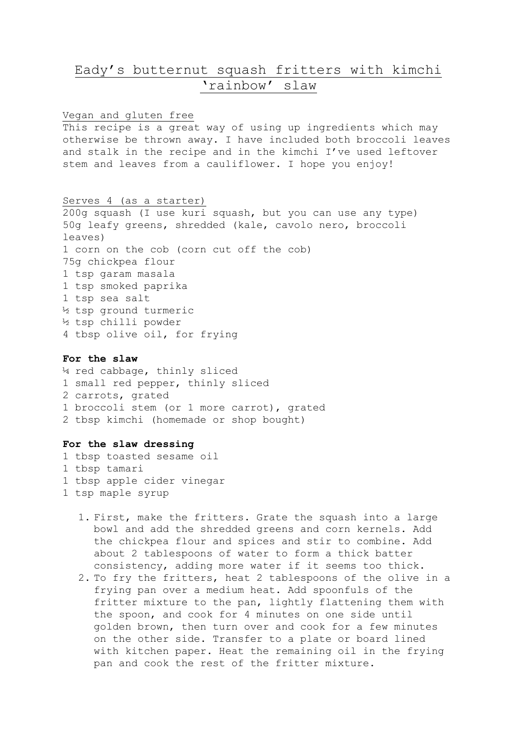# Eady's butternut squash fritters with kimchi 'rainbow' slaw

Vegan and gluten free

This recipe is a great way of using up ingredients which may otherwise be thrown away. I have included both broccoli leaves and stalk in the recipe and in the kimchi I've used leftover stem and leaves from a cauliflower. I hope you enjoy!

Serves 4 (as a starter)

200g squash (I use kuri squash, but you can use any type)
50g leafy greens, shredded (kale, cavolo nero, broccoli leaves)
1 corn on the cob (corn cut off the cob)
75g chickpea flour
1 tsp garam masala
1 tsp smoked paprika
1 tsp sea salt
½ tsp ground turmeric
½ tsp chilli powder
4 tbsp olive oil, for frying

**For the slaw**

¼ red cabbage, thinly sliced
1 small red pepper, thinly sliced
2 carrots, grated
1 broccoli stem (or 1 more carrot), grated
2 tbsp kimchi (homemade or shop bought)

**For the slaw dressing**

1 tbsp toasted sesame oil
1 tbsp tamari
1 tbsp apple cider vinegar
1 tsp maple syrup

1. First, make the fritters. Grate the squash into a large bowl and add the shredded greens and corn kernels. Add the chickpea flour and spices and stir to combine. Add about 2 tablespoons of water to form a thick batter consistency, adding more water if it seems too thick.
2. To fry the fritters, heat 2 tablespoons of the olive in a frying pan over a medium heat. Add spoonfuls of the fritter mixture to the pan, lightly flattening them with the spoon, and cook for 4 minutes on one side until golden brown, then turn over and cook for a few minutes on the other side. Transfer to a plate or board lined with kitchen paper. Heat the remaining oil in the frying pan and cook the rest of the fritter mixture.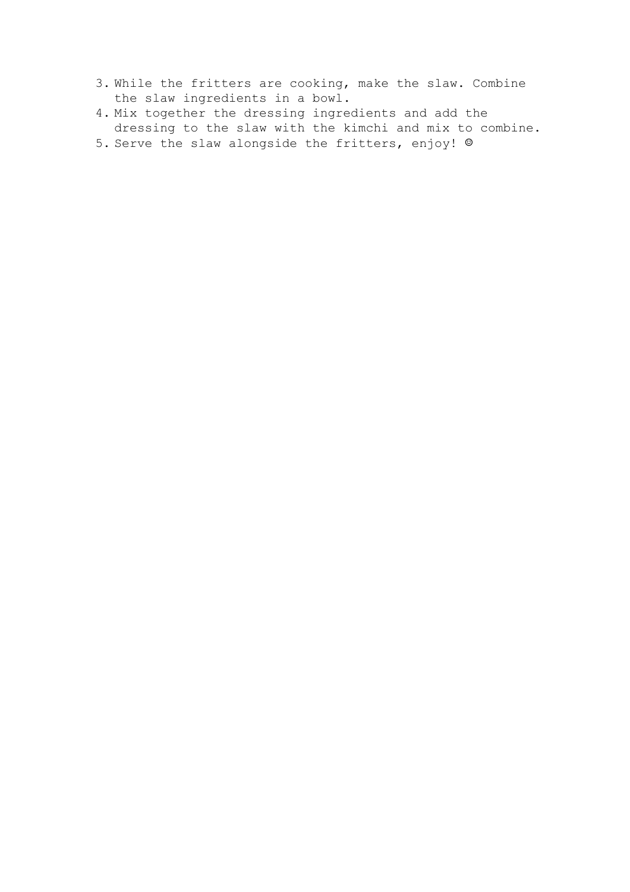3. While the fritters are cooking, make the slaw. Combine the slaw ingredients in a bowl.
4. Mix together the dressing ingredients and add the dressing to the slaw with the kimchi and mix to combine.
5. Serve the slaw alongside the fritters, enjoy! ☺